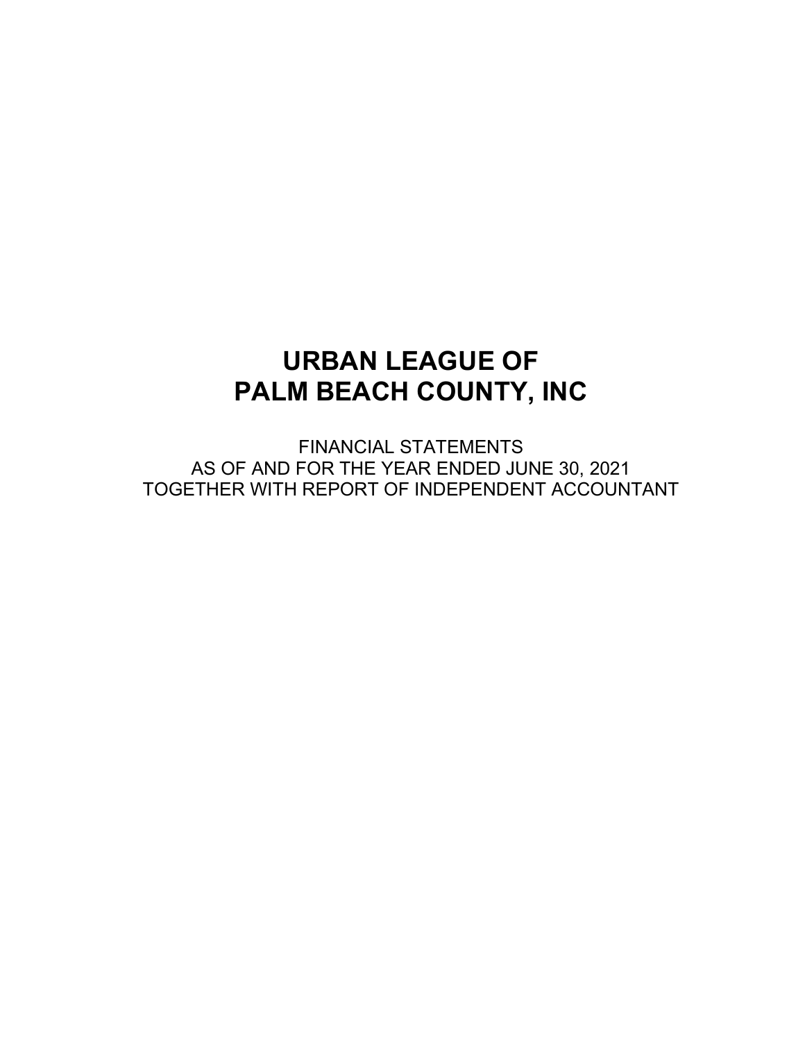# URBAN LEAGUE OF PALM BEACH COUNTY, INC

FINANCIAL STATEMENTS
AS OF AND FOR THE YEAR ENDED JUNE 30, 2021
TOGETHER WITH REPORT OF INDEPENDENT ACCOUNTANT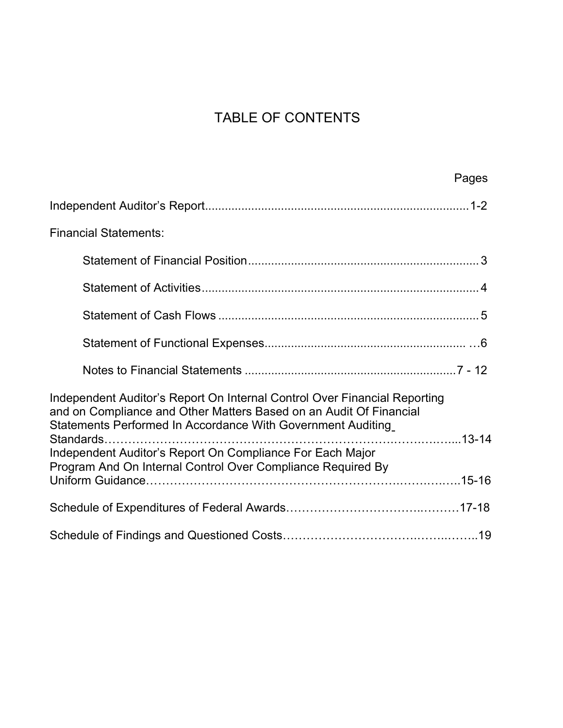# TABLE OF CONTENTS

| | Pages |
|---|---|
| Independent Auditor's Report | 1-2 |
| Financial Statements: | |
| Statement of Financial Position | 3 |
| Statement of Activities | 4 |
| Statement of Cash Flows | 5 |
| Statement of Functional Expenses | 6 |
| Notes to Financial Statements | 7 - 12 |
| Independent Auditor's Report On Internal Control Over Financial Reporting and on Compliance and Other Matters Based on an Audit Of Financial Statements Performed In Accordance With Government Auditing Standards | 13-14 |
| Independent Auditor's Report On Compliance For Each Major Program And On Internal Control Over Compliance Required By Uniform Guidance | 15-16 |
| Schedule of Expenditures of Federal Awards | 17-18 |
| Schedule of Findings and Questioned Costs | 19 |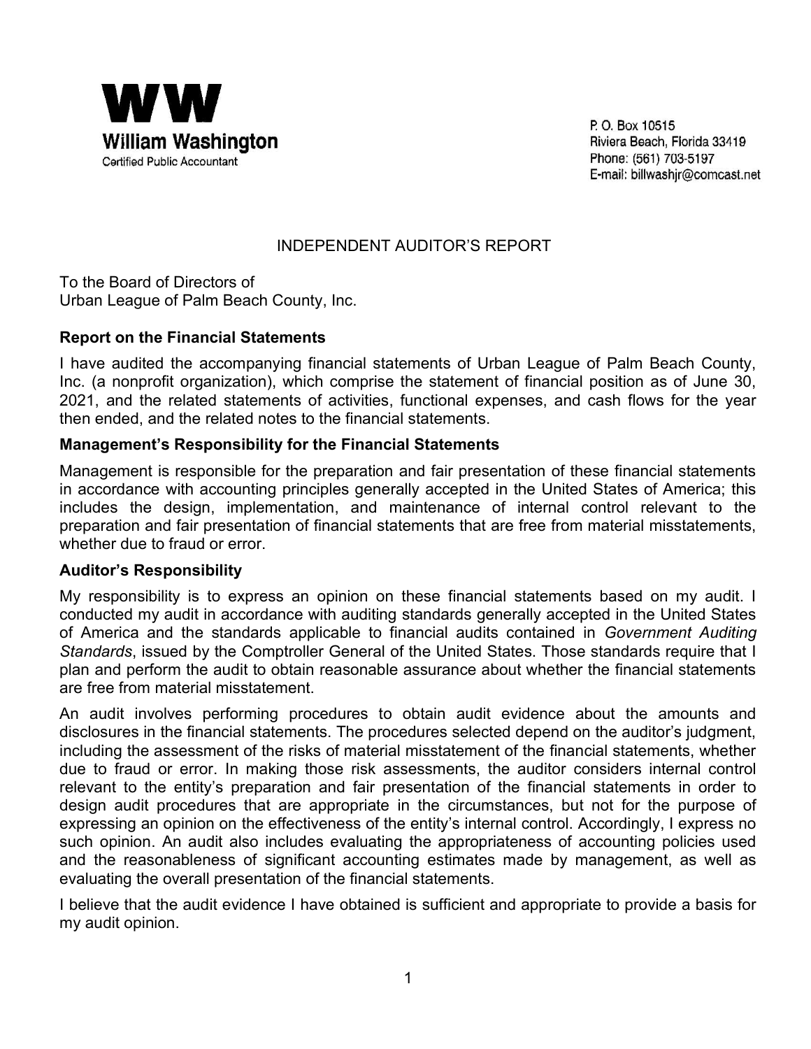**WW**
**William Washington**
Certified Public Accountant

P. O. Box 10515
Riviera Beach, Florida 33419
Phone: (561) 703-5197
E-mail: billwashjr@comcast.net

# INDEPENDENT AUDITOR'S REPORT

To the Board of Directors of
Urban League of Palm Beach County, Inc.

### Report on the Financial Statements

I have audited the accompanying financial statements of Urban League of Palm Beach County, Inc. (a nonprofit organization), which comprise the statement of financial position as of June 30, 2021, and the related statements of activities, functional expenses, and cash flows for the year then ended, and the related notes to the financial statements.

### Management's Responsibility for the Financial Statements

Management is responsible for the preparation and fair presentation of these financial statements in accordance with accounting principles generally accepted in the United States of America; this includes the design, implementation, and maintenance of internal control relevant to the preparation and fair presentation of financial statements that are free from material misstatements, whether due to fraud or error.

### Auditor's Responsibility

My responsibility is to express an opinion on these financial statements based on my audit. I conducted my audit in accordance with auditing standards generally accepted in the United States of America and the standards applicable to financial audits contained in *Government Auditing Standards*, issued by the Comptroller General of the United States. Those standards require that I plan and perform the audit to obtain reasonable assurance about whether the financial statements are free from material misstatement.

An audit involves performing procedures to obtain audit evidence about the amounts and disclosures in the financial statements. The procedures selected depend on the auditor's judgment, including the assessment of the risks of material misstatement of the financial statements, whether due to fraud or error. In making those risk assessments, the auditor considers internal control relevant to the entity's preparation and fair presentation of the financial statements in order to design audit procedures that are appropriate in the circumstances, but not for the purpose of expressing an opinion on the effectiveness of the entity's internal control. Accordingly, I express no such opinion. An audit also includes evaluating the appropriateness of accounting policies used and the reasonableness of significant accounting estimates made by management, as well as evaluating the overall presentation of the financial statements.

I believe that the audit evidence I have obtained is sufficient and appropriate to provide a basis for my audit opinion.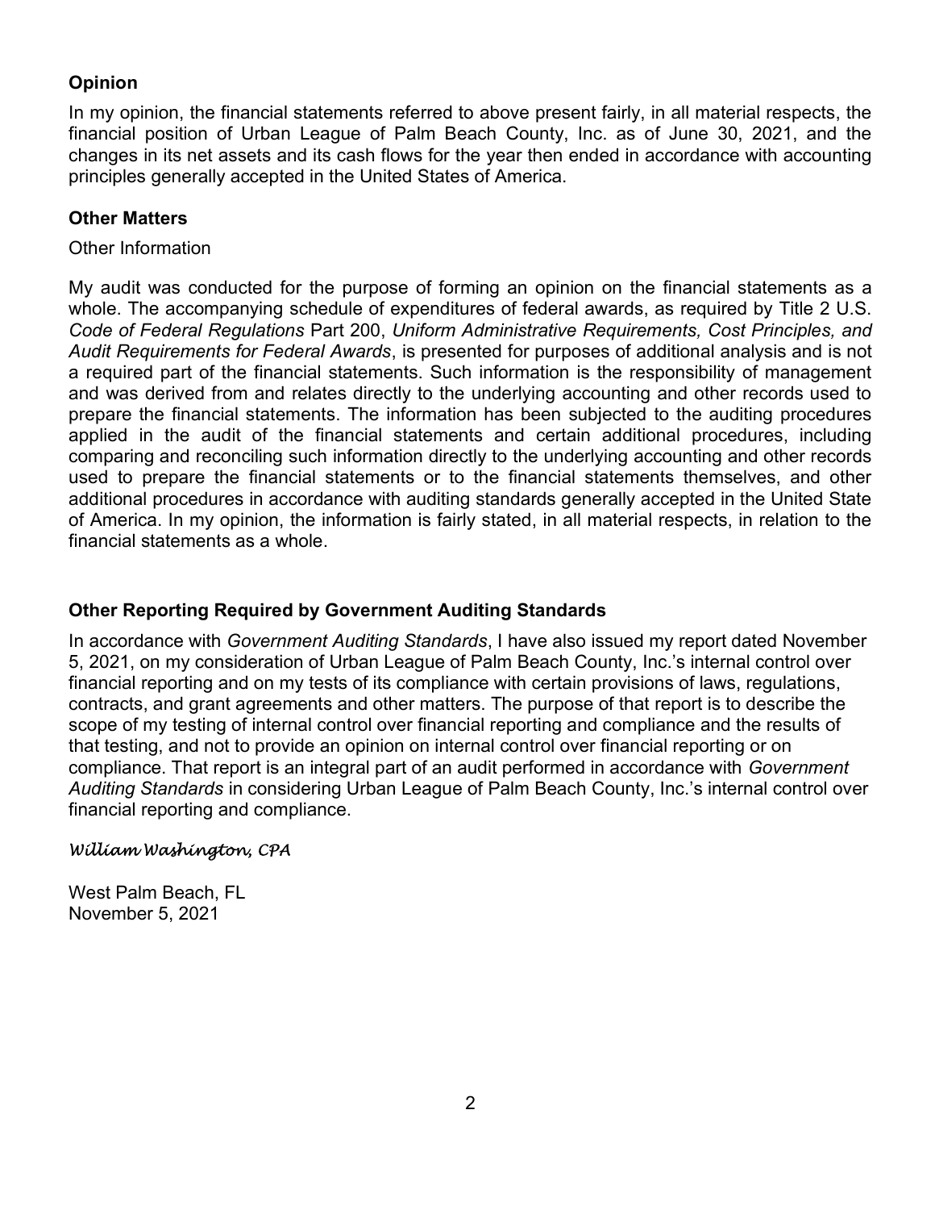### Opinion

In my opinion, the financial statements referred to above present fairly, in all material respects, the financial position of Urban League of Palm Beach County, Inc. as of June 30, 2021, and the changes in its net assets and its cash flows for the year then ended in accordance with accounting principles generally accepted in the United States of America.

### Other Matters

Other Information

My audit was conducted for the purpose of forming an opinion on the financial statements as a whole. The accompanying schedule of expenditures of federal awards, as required by Title 2 U.S. *Code of Federal Regulations* Part 200, *Uniform Administrative Requirements, Cost Principles, and Audit Requirements for Federal Awards*, is presented for purposes of additional analysis and is not a required part of the financial statements. Such information is the responsibility of management and was derived from and relates directly to the underlying accounting and other records used to prepare the financial statements. The information has been subjected to the auditing procedures applied in the audit of the financial statements and certain additional procedures, including comparing and reconciling such information directly to the underlying accounting and other records used to prepare the financial statements or to the financial statements themselves, and other additional procedures in accordance with auditing standards generally accepted in the United State of America. In my opinion, the information is fairly stated, in all material respects, in relation to the financial statements as a whole.

### Other Reporting Required by Government Auditing Standards

In accordance with *Government Auditing Standards*, I have also issued my report dated November 5, 2021, on my consideration of Urban League of Palm Beach County, Inc.'s internal control over financial reporting and on my tests of its compliance with certain provisions of laws, regulations, contracts, and grant agreements and other matters. The purpose of that report is to describe the scope of my testing of internal control over financial reporting and compliance and the results of that testing, and not to provide an opinion on internal control over financial reporting or on compliance. That report is an integral part of an audit performed in accordance with *Government Auditing Standards* in considering Urban League of Palm Beach County, Inc.'s internal control over financial reporting and compliance.

*William Washington, CPA*

West Palm Beach, FL
November 5, 2021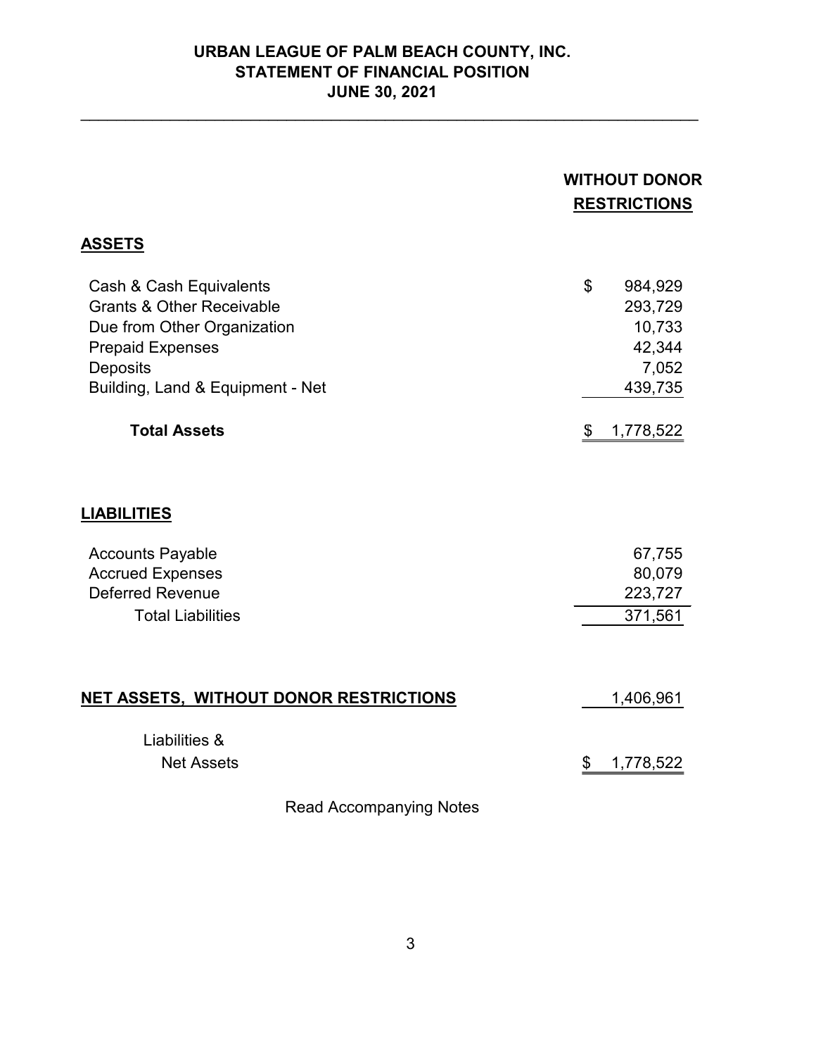# URBAN LEAGUE OF PALM BEACH COUNTY, INC.
## STATEMENT OF FINANCIAL POSITION
### JUNE 30, 2021

| | WITHOUT DONOR RESTRICTIONS |
|---|---|
| **ASSETS** | |
| Cash & Cash Equivalents | $ 984,929 |
| Grants & Other Receivable | 293,729 |
| Due from Other Organization | 10,733 |
| Prepaid Expenses | 42,344 |
| Deposits | 7,052 |
| Building, Land & Equipment - Net | 439,735 |
| **Total Assets** | $ 1,778,522 |
| **LIABILITIES** | |
| Accounts Payable | 67,755 |
| Accrued Expenses | 80,079 |
| Deferred Revenue | 223,727 |
| Total Liabilities | 371,561 |
| **NET ASSETS, WITHOUT DONOR RESTRICTIONS** | 1,406,961 |
| Liabilities & Net Assets | $ 1,778,522 |

Read Accompanying Notes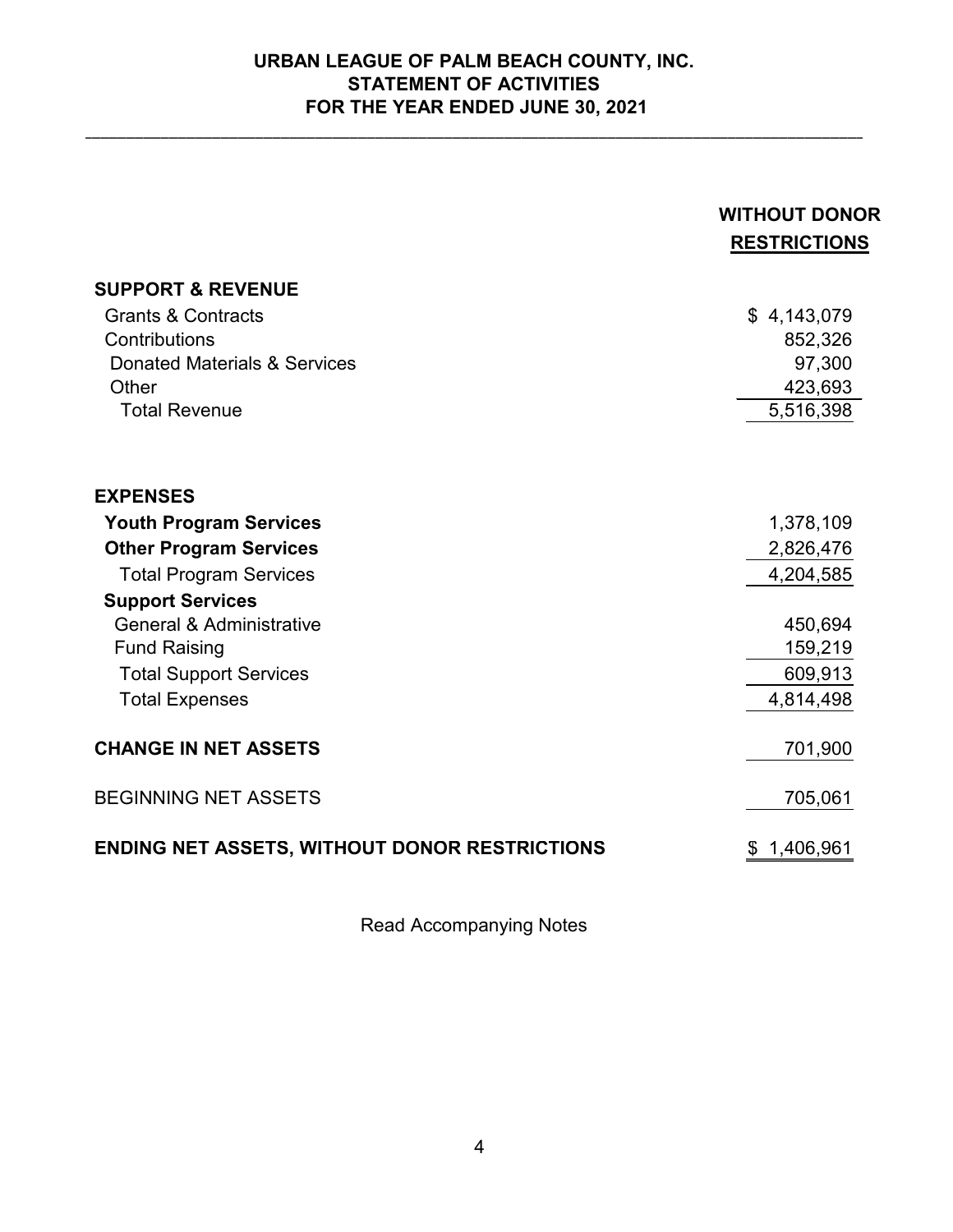# URBAN LEAGUE OF PALM BEACH COUNTY, INC.
## STATEMENT OF ACTIVITIES
## FOR THE YEAR ENDED JUNE 30, 2021

| | WITHOUT DONOR RESTRICTIONS |
|---|---|
| **SUPPORT & REVENUE** | |
| Grants & Contracts | $ 4,143,079 |
| Contributions | 852,326 |
| Donated Materials & Services | 97,300 |
| Other | 423,693 |
| Total Revenue | 5,516,398 |
| | |
| **EXPENSES** | |
| **Youth Program Services** | 1,378,109 |
| **Other Program Services** | 2,826,476 |
| Total Program Services | 4,204,585 |
| **Support Services** | |
| General & Administrative | 450,694 |
| Fund Raising | 159,219 |
| Total Support Services | 609,913 |
| Total Expenses | 4,814,498 |
| | |
| **CHANGE IN NET ASSETS** | 701,900 |
| | |
| BEGINNING NET ASSETS | 705,061 |
| | |
| **ENDING NET ASSETS, WITHOUT DONOR RESTRICTIONS** | $ 1,406,961 |

Read Accompanying Notes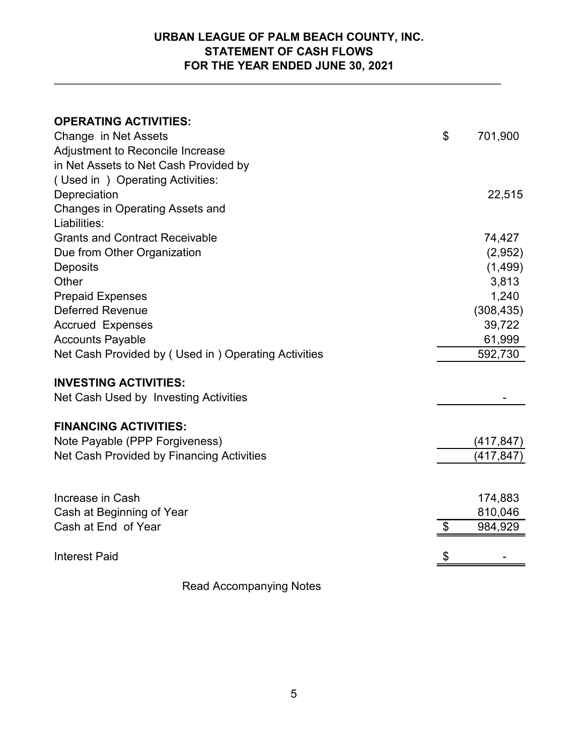# URBAN LEAGUE OF PALM BEACH COUNTY, INC.
## STATEMENT OF CASH FLOWS
## FOR THE YEAR ENDED JUNE 30, 2021

| | |
|---|---|
| **OPERATING ACTIVITIES:** | |
| Change in Net Assets | $ 701,900 |
| Adjustment to Reconcile Increase in Net Assets to Net Cash Provided by ( Used in ) Operating Activities: | |
| Depreciation | 22,515 |
| Changes in Operating Assets and Liabilities: | |
| Grants and Contract Receivable | 74,427 |
| Due from Other Organization | (2,952) |
| Deposits | (1,499) |
| Other | 3,813 |
| Prepaid Expenses | 1,240 |
| Deferred Revenue | (308,435) |
| Accrued Expenses | 39,722 |
| Accounts Payable | 61,999 |
| Net Cash Provided by ( Used in ) Operating Activities | 592,730 |
| **INVESTING ACTIVITIES:** | |
| Net Cash Used by Investing Activities | - |
| **FINANCING ACTIVITIES:** | |
| Note Payable (PPP Forgiveness) | (417,847) |
| Net Cash Provided by Financing Activities | (417,847) |
| Increase in Cash | 174,883 |
| Cash at Beginning of Year | 810,046 |
| Cash at End of Year | $ 984,929 |
| Interest Paid | $ - |

Read Accompanying Notes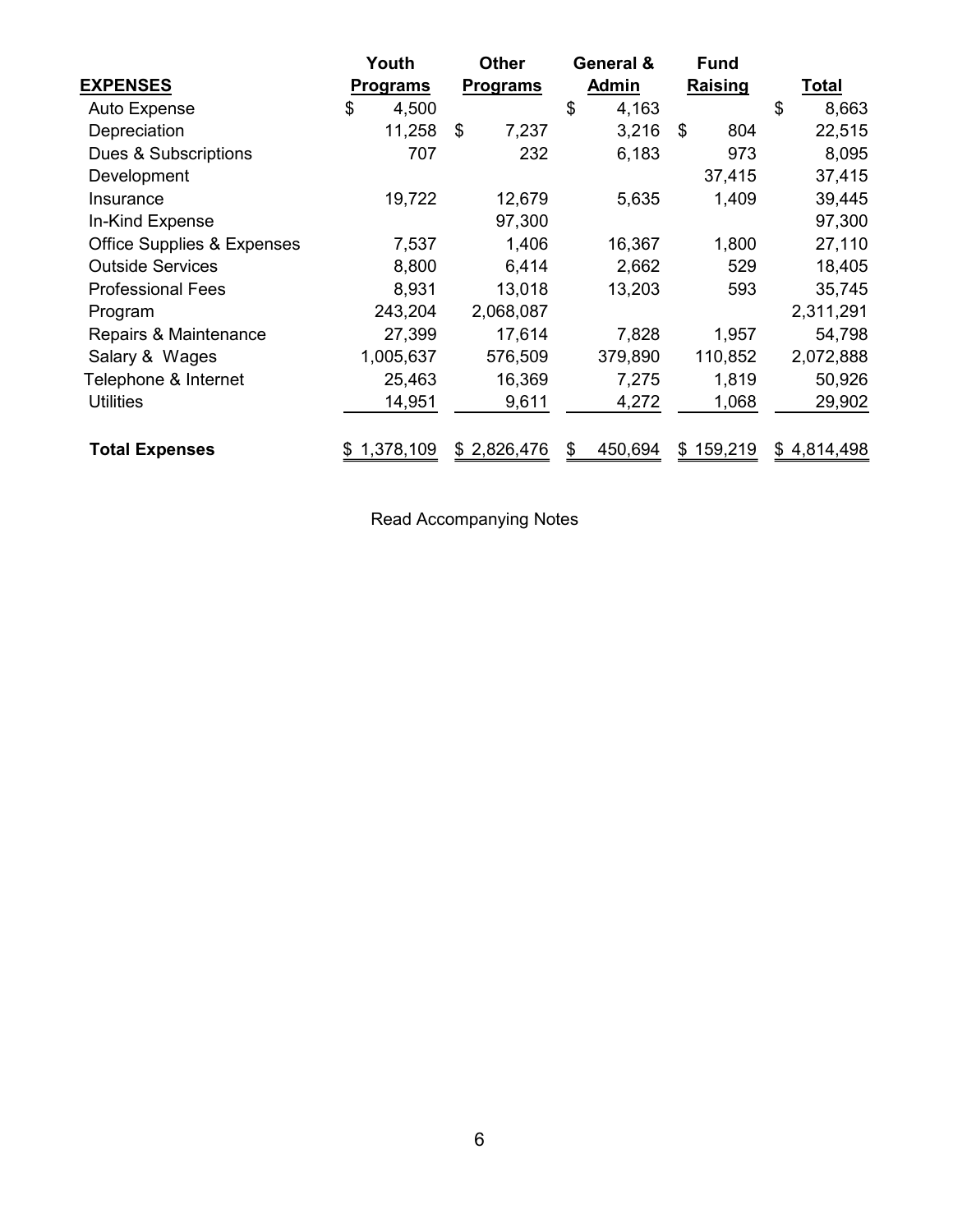| EXPENSES | Youth Programs | Other Programs | General & Admin | Fund Raising | Total |
|---|---|---|---|---|---|
| Auto Expense | $ 4,500 | | $ 4,163 | | $ 8,663 |
| Depreciation | 11,258 | $ 7,237 | 3,216 | $ 804 | 22,515 |
| Dues & Subscriptions | 707 | 232 | 6,183 | 973 | 8,095 |
| Development | | | | 37,415 | 37,415 |
| Insurance | 19,722 | 12,679 | 5,635 | 1,409 | 39,445 |
| In-Kind Expense | | 97,300 | | | 97,300 |
| Office Supplies & Expenses | 7,537 | 1,406 | 16,367 | 1,800 | 27,110 |
| Outside Services | 8,800 | 6,414 | 2,662 | 529 | 18,405 |
| Professional Fees | 8,931 | 13,018 | 13,203 | 593 | 35,745 |
| Program | 243,204 | 2,068,087 | | | 2,311,291 |
| Repairs & Maintenance | 27,399 | 17,614 | 7,828 | 1,957 | 54,798 |
| Salary & Wages | 1,005,637 | 576,509 | 379,890 | 110,852 | 2,072,888 |
| Telephone & Internet | 25,463 | 16,369 | 7,275 | 1,819 | 50,926 |
| Utilities | 14,951 | 9,611 | 4,272 | 1,068 | 29,902 |
| **Total Expenses** | $ 1,378,109 | $ 2,826,476 | $ 450,694 | $ 159,219 | $ 4,814,498 |

Read Accompanying Notes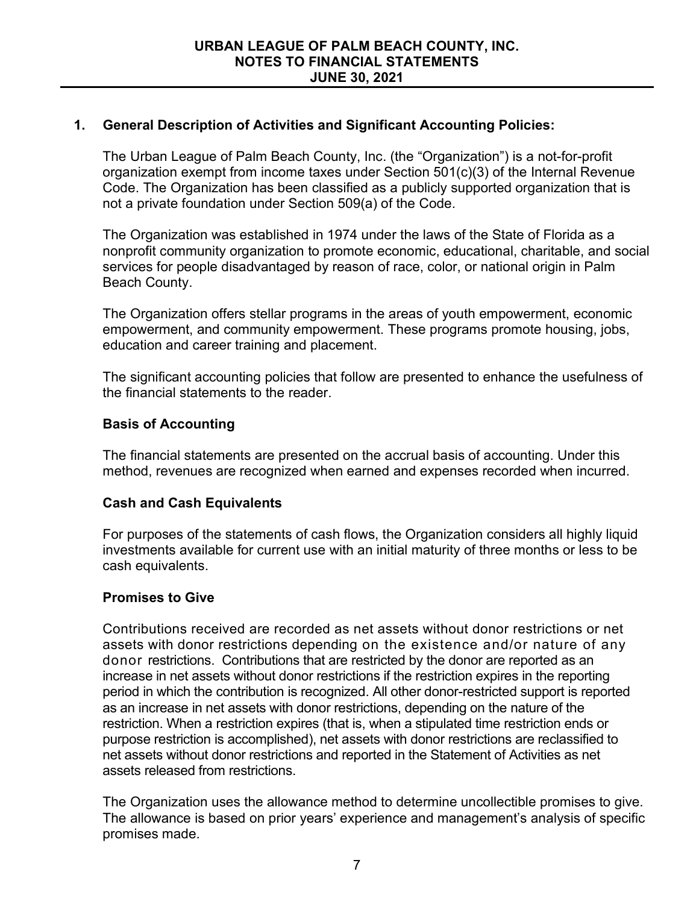**URBAN LEAGUE OF PALM BEACH COUNTY, INC.**
**NOTES TO FINANCIAL STATEMENTS**
**JUNE 30, 2021**

## 1. General Description of Activities and Significant Accounting Policies:

The Urban League of Palm Beach County, Inc. (the "Organization") is a not-for-profit organization exempt from income taxes under Section 501(c)(3) of the Internal Revenue Code. The Organization has been classified as a publicly supported organization that is not a private foundation under Section 509(a) of the Code.

The Organization was established in 1974 under the laws of the State of Florida as a nonprofit community organization to promote economic, educational, charitable, and social services for people disadvantaged by reason of race, color, or national origin in Palm Beach County.

The Organization offers stellar programs in the areas of youth empowerment, economic empowerment, and community empowerment. These programs promote housing, jobs, education and career training and placement.

The significant accounting policies that follow are presented to enhance the usefulness of the financial statements to the reader.

### Basis of Accounting

The financial statements are presented on the accrual basis of accounting. Under this method, revenues are recognized when earned and expenses recorded when incurred.

### Cash and Cash Equivalents

For purposes of the statements of cash flows, the Organization considers all highly liquid investments available for current use with an initial maturity of three months or less to be cash equivalents.

### Promises to Give

Contributions received are recorded as net assets without donor restrictions or net assets with donor restrictions depending on the existence and/or nature of any donor restrictions. Contributions that are restricted by the donor are reported as an increase in net assets without donor restrictions if the restriction expires in the reporting period in which the contribution is recognized. All other donor-restricted support is reported as an increase in net assets with donor restrictions, depending on the nature of the restriction. When a restriction expires (that is, when a stipulated time restriction ends or purpose restriction is accomplished), net assets with donor restrictions are reclassified to net assets without donor restrictions and reported in the Statement of Activities as net assets released from restrictions.

The Organization uses the allowance method to determine uncollectible promises to give. The allowance is based on prior years' experience and management's analysis of specific promises made.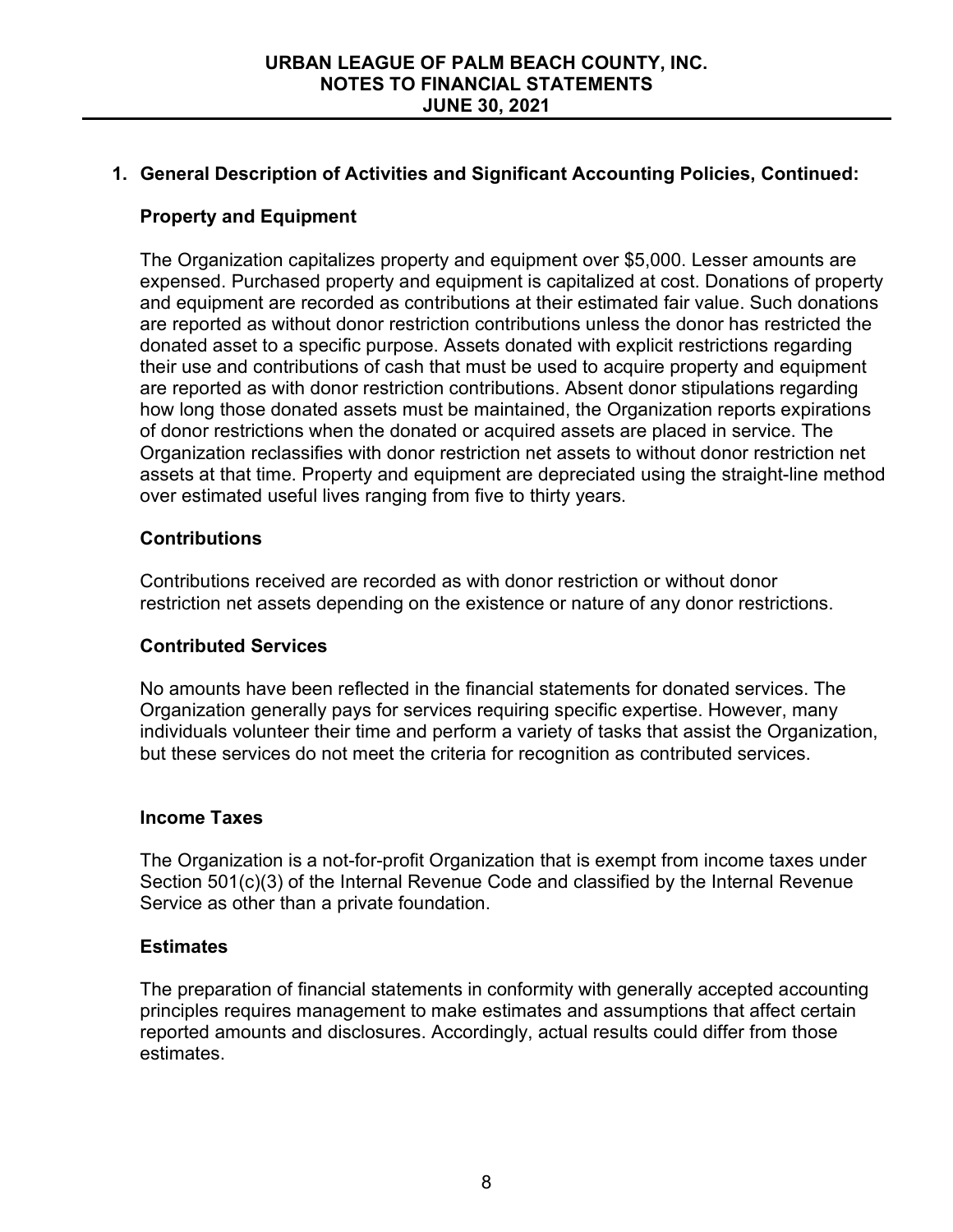## 1. General Description of Activities and Significant Accounting Policies, Continued:

### Property and Equipment

The Organization capitalizes property and equipment over $5,000. Lesser amounts are expensed. Purchased property and equipment is capitalized at cost. Donations of property and equipment are recorded as contributions at their estimated fair value. Such donations are reported as without donor restriction contributions unless the donor has restricted the donated asset to a specific purpose. Assets donated with explicit restrictions regarding their use and contributions of cash that must be used to acquire property and equipment are reported as with donor restriction contributions. Absent donor stipulations regarding how long those donated assets must be maintained, the Organization reports expirations of donor restrictions when the donated or acquired assets are placed in service. The Organization reclassifies with donor restriction net assets to without donor restriction net assets at that time. Property and equipment are depreciated using the straight-line method over estimated useful lives ranging from five to thirty years.

### Contributions

Contributions received are recorded as with donor restriction or without donor restriction net assets depending on the existence or nature of any donor restrictions.

### Contributed Services

No amounts have been reflected in the financial statements for donated services. The Organization generally pays for services requiring specific expertise. However, many individuals volunteer their time and perform a variety of tasks that assist the Organization, but these services do not meet the criteria for recognition as contributed services.

### Income Taxes

The Organization is a not-for-profit Organization that is exempt from income taxes under Section 501(c)(3) of the Internal Revenue Code and classified by the Internal Revenue Service as other than a private foundation.

### Estimates

The preparation of financial statements in conformity with generally accepted accounting principles requires management to make estimates and assumptions that affect certain reported amounts and disclosures. Accordingly, actual results could differ from those estimates.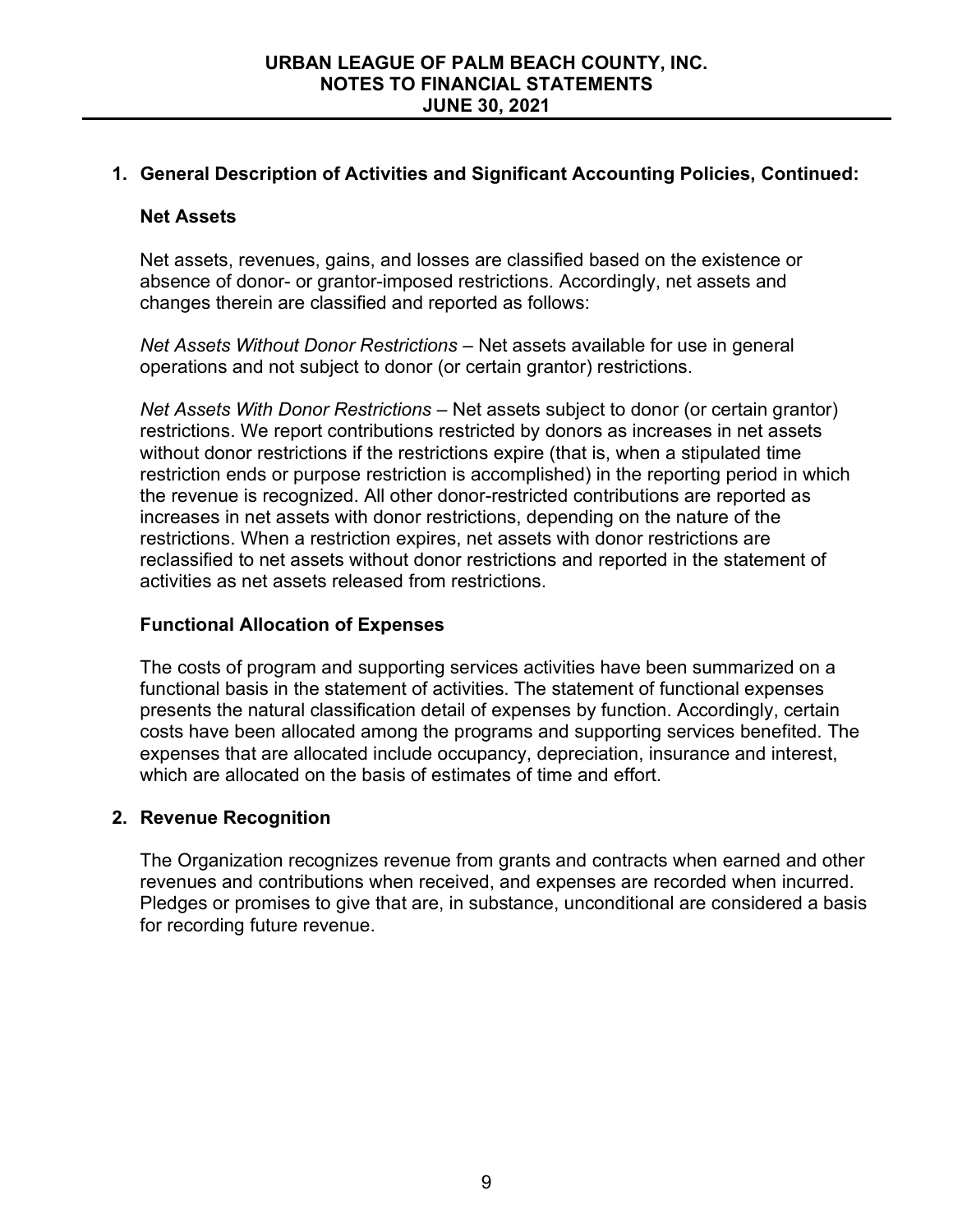## 1. General Description of Activities and Significant Accounting Policies, Continued:

### Net Assets

Net assets, revenues, gains, and losses are classified based on the existence or absence of donor- or grantor-imposed restrictions. Accordingly, net assets and changes therein are classified and reported as follows:

*Net Assets Without Donor Restrictions* – Net assets available for use in general operations and not subject to donor (or certain grantor) restrictions.

*Net Assets With Donor Restrictions* – Net assets subject to donor (or certain grantor) restrictions. We report contributions restricted by donors as increases in net assets without donor restrictions if the restrictions expire (that is, when a stipulated time restriction ends or purpose restriction is accomplished) in the reporting period in which the revenue is recognized. All other donor-restricted contributions are reported as increases in net assets with donor restrictions, depending on the nature of the restrictions. When a restriction expires, net assets with donor restrictions are reclassified to net assets without donor restrictions and reported in the statement of activities as net assets released from restrictions.

### Functional Allocation of Expenses

The costs of program and supporting services activities have been summarized on a functional basis in the statement of activities. The statement of functional expenses presents the natural classification detail of expenses by function. Accordingly, certain costs have been allocated among the programs and supporting services benefited. The expenses that are allocated include occupancy, depreciation, insurance and interest, which are allocated on the basis of estimates of time and effort.

## 2. Revenue Recognition

The Organization recognizes revenue from grants and contracts when earned and other revenues and contributions when received, and expenses are recorded when incurred. Pledges or promises to give that are, in substance, unconditional are considered a basis for recording future revenue.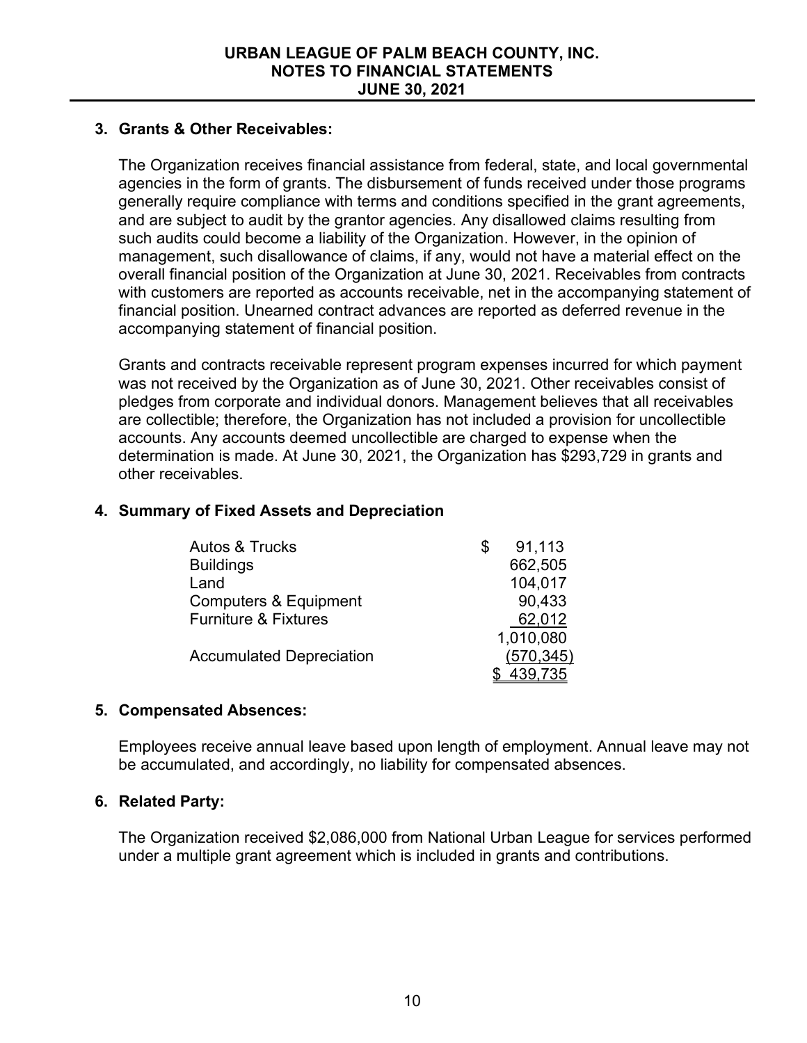### 3. Grants & Other Receivables:

The Organization receives financial assistance from federal, state, and local governmental agencies in the form of grants. The disbursement of funds received under those programs generally require compliance with terms and conditions specified in the grant agreements, and are subject to audit by the grantor agencies. Any disallowed claims resulting from such audits could become a liability of the Organization. However, in the opinion of management, such disallowance of claims, if any, would not have a material effect on the overall financial position of the Organization at June 30, 2021. Receivables from contracts with customers are reported as accounts receivable, net in the accompanying statement of financial position. Unearned contract advances are reported as deferred revenue in the accompanying statement of financial position.

Grants and contracts receivable represent program expenses incurred for which payment was not received by the Organization as of June 30, 2021. Other receivables consist of pledges from corporate and individual donors. Management believes that all receivables are collectible; therefore, the Organization has not included a provision for uncollectible accounts. Any accounts deemed uncollectible are charged to expense when the determination is made. At June 30, 2021, the Organization has $293,729 in grants and other receivables.

### 4. Summary of Fixed Assets and Depreciation

| | |
|---|---|
| Autos & Trucks | $ 91,113 |
| Buildings | 662,505 |
| Land | 104,017 |
| Computers & Equipment | 90,433 |
| Furniture & Fixtures | 62,012 |
| | 1,010,080 |
| Accumulated Depreciation | (570,345) |
| | $ 439,735 |

### 5. Compensated Absences:

Employees receive annual leave based upon length of employment. Annual leave may not be accumulated, and accordingly, no liability for compensated absences.

### 6. Related Party:

The Organization received $2,086,000 from National Urban League for services performed under a multiple grant agreement which is included in grants and contributions.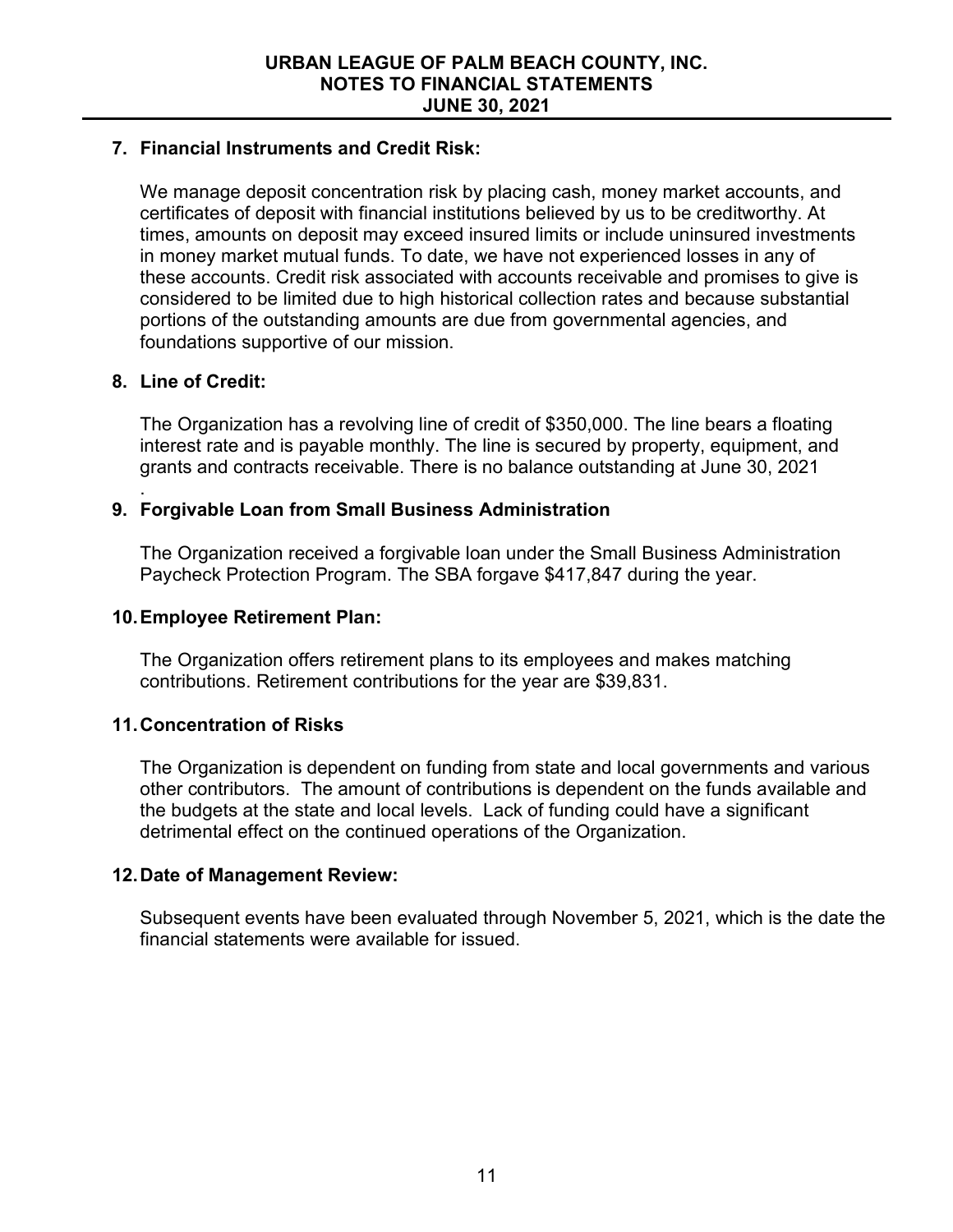## 7. Financial Instruments and Credit Risk:

We manage deposit concentration risk by placing cash, money market accounts, and certificates of deposit with financial institutions believed by us to be creditworthy. At times, amounts on deposit may exceed insured limits or include uninsured investments in money market mutual funds. To date, we have not experienced losses in any of these accounts. Credit risk associated with accounts receivable and promises to give is considered to be limited due to high historical collection rates and because substantial portions of the outstanding amounts are due from governmental agencies, and foundations supportive of our mission.

## 8. Line of Credit:

The Organization has a revolving line of credit of $350,000. The line bears a floating interest rate and is payable monthly. The line is secured by property, equipment, and grants and contracts receivable. There is no balance outstanding at June 30, 2021

.

## 9. Forgivable Loan from Small Business Administration

The Organization received a forgivable loan under the Small Business Administration Paycheck Protection Program. The SBA forgave $417,847 during the year.

## 10. Employee Retirement Plan:

The Organization offers retirement plans to its employees and makes matching contributions. Retirement contributions for the year are $39,831.

## 11. Concentration of Risks

The Organization is dependent on funding from state and local governments and various other contributors. The amount of contributions is dependent on the funds available and the budgets at the state and local levels. Lack of funding could have a significant detrimental effect on the continued operations of the Organization.

## 12. Date of Management Review:

Subsequent events have been evaluated through November 5, 2021, which is the date the financial statements were available for issued.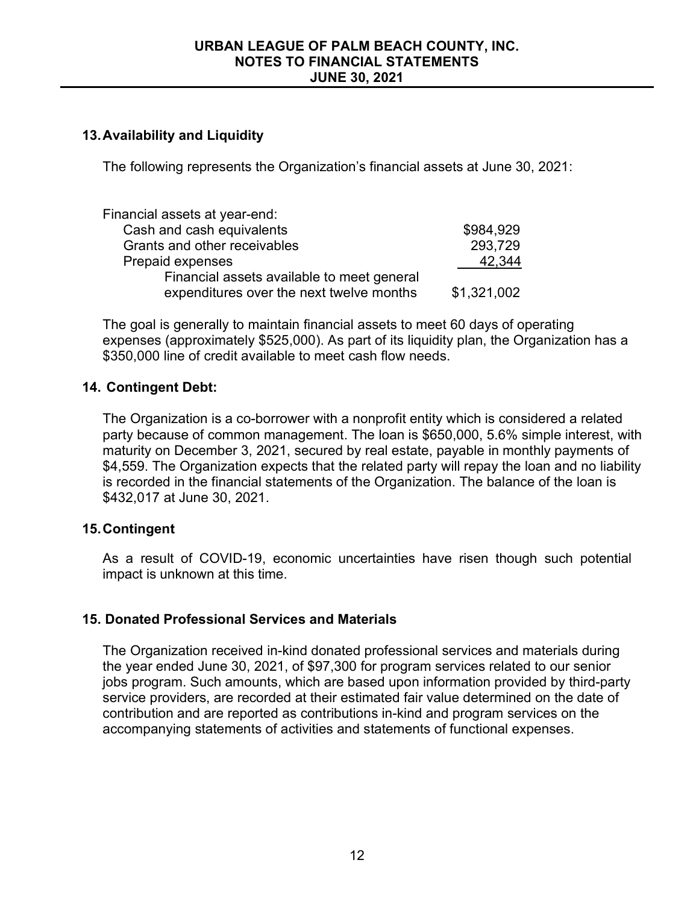## 13. Availability and Liquidity

The following represents the Organization's financial assets at June 30, 2021:

| | |
|---|---|
| Financial assets at year-end: | |
| Cash and cash equivalents | $984,929 |
| Grants and other receivables | 293,729 |
| Prepaid expenses | 42,344 |
| Financial assets available to meet general expenditures over the next twelve months | $1,321,002 |

The goal is generally to maintain financial assets to meet 60 days of operating expenses (approximately $525,000). As part of its liquidity plan, the Organization has a $350,000 line of credit available to meet cash flow needs.

## 14. Contingent Debt:

The Organization is a co-borrower with a nonprofit entity which is considered a related party because of common management. The loan is $650,000, 5.6% simple interest, with maturity on December 3, 2021, secured by real estate, payable in monthly payments of $4,559. The Organization expects that the related party will repay the loan and no liability is recorded in the financial statements of the Organization. The balance of the loan is $432,017 at June 30, 2021.

## 15. Contingent

As a result of COVID-19, economic uncertainties have risen though such potential impact is unknown at this time.

## 15. Donated Professional Services and Materials

The Organization received in-kind donated professional services and materials during the year ended June 30, 2021, of $97,300 for program services related to our senior jobs program. Such amounts, which are based upon information provided by third-party service providers, are recorded at their estimated fair value determined on the date of contribution and are reported as contributions in-kind and program services on the accompanying statements of activities and statements of functional expenses.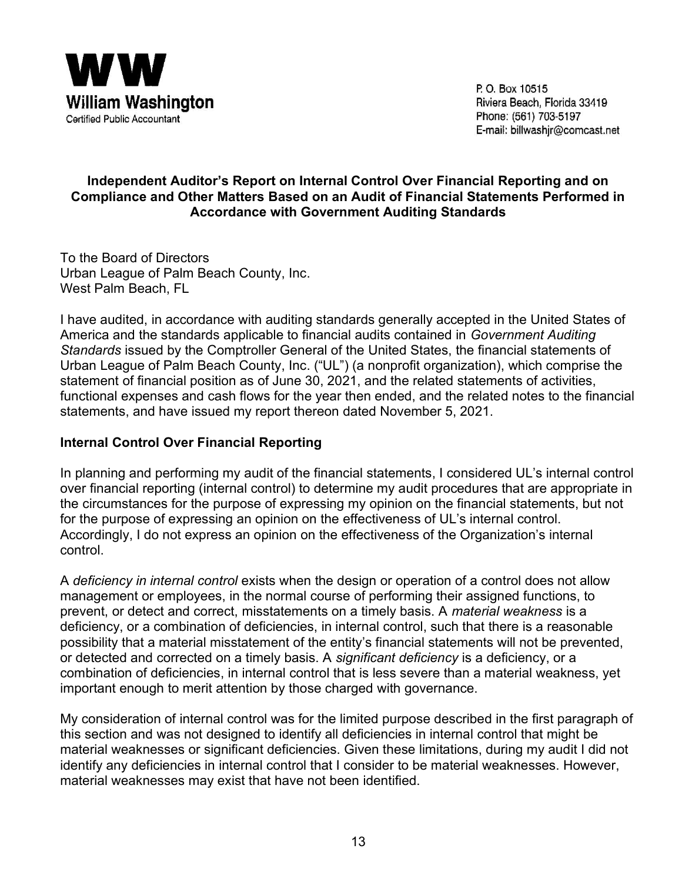**WW**
**William Washington**
Certified Public Accountant

P. O. Box 10515
Riviera Beach, Florida 33419
Phone: (561) 703-5197
E-mail: billwashjr@comcast.net

## Independent Auditor's Report on Internal Control Over Financial Reporting and on Compliance and Other Matters Based on an Audit of Financial Statements Performed in Accordance with Government Auditing Standards

To the Board of Directors
Urban League of Palm Beach County, Inc.
West Palm Beach, FL

I have audited, in accordance with auditing standards generally accepted in the United States of America and the standards applicable to financial audits contained in *Government Auditing Standards* issued by the Comptroller General of the United States, the financial statements of Urban League of Palm Beach County, Inc. ("UL") (a nonprofit organization), which comprise the statement of financial position as of June 30, 2021, and the related statements of activities, functional expenses and cash flows for the year then ended, and the related notes to the financial statements, and have issued my report thereon dated November 5, 2021.

### Internal Control Over Financial Reporting

In planning and performing my audit of the financial statements, I considered UL's internal control over financial reporting (internal control) to determine my audit procedures that are appropriate in the circumstances for the purpose of expressing my opinion on the financial statements, but not for the purpose of expressing an opinion on the effectiveness of UL's internal control. Accordingly, I do not express an opinion on the effectiveness of the Organization's internal control.

A *deficiency in internal control* exists when the design or operation of a control does not allow management or employees, in the normal course of performing their assigned functions, to prevent, or detect and correct, misstatements on a timely basis. A *material weakness* is a deficiency, or a combination of deficiencies, in internal control, such that there is a reasonable possibility that a material misstatement of the entity's financial statements will not be prevented, or detected and corrected on a timely basis. A *significant deficiency* is a deficiency, or a combination of deficiencies, in internal control that is less severe than a material weakness, yet important enough to merit attention by those charged with governance.

My consideration of internal control was for the limited purpose described in the first paragraph of this section and was not designed to identify all deficiencies in internal control that might be material weaknesses or significant deficiencies. Given these limitations, during my audit I did not identify any deficiencies in internal control that I consider to be material weaknesses. However, material weaknesses may exist that have not been identified.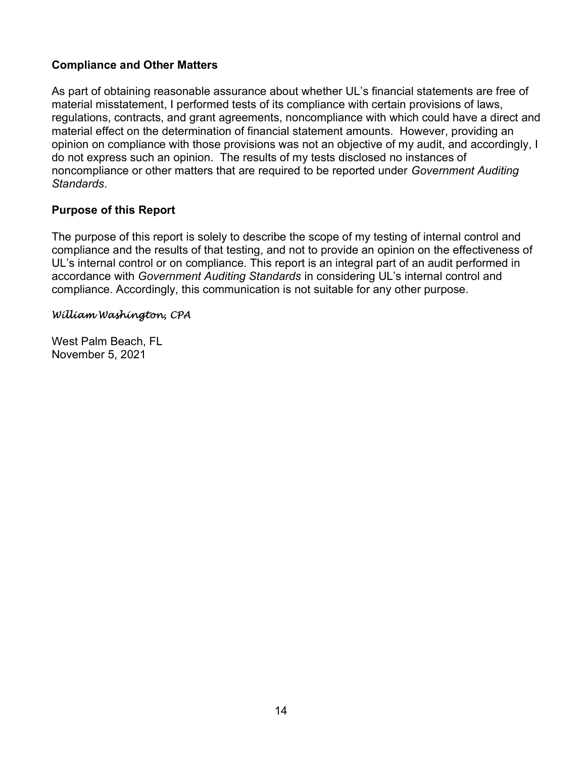**Compliance and Other Matters**

As part of obtaining reasonable assurance about whether UL's financial statements are free of material misstatement, I performed tests of its compliance with certain provisions of laws, regulations, contracts, and grant agreements, noncompliance with which could have a direct and material effect on the determination of financial statement amounts. However, providing an opinion on compliance with those provisions was not an objective of my audit, and accordingly, I do not express such an opinion. The results of my tests disclosed no instances of noncompliance or other matters that are required to be reported under *Government Auditing Standards*.

**Purpose of this Report**

The purpose of this report is solely to describe the scope of my testing of internal control and compliance and the results of that testing, and not to provide an opinion on the effectiveness of UL's internal control or on compliance. This report is an integral part of an audit performed in accordance with *Government Auditing Standards* in considering UL's internal control and compliance. Accordingly, this communication is not suitable for any other purpose.

*William Washington, CPA*

West Palm Beach, FL
November 5, 2021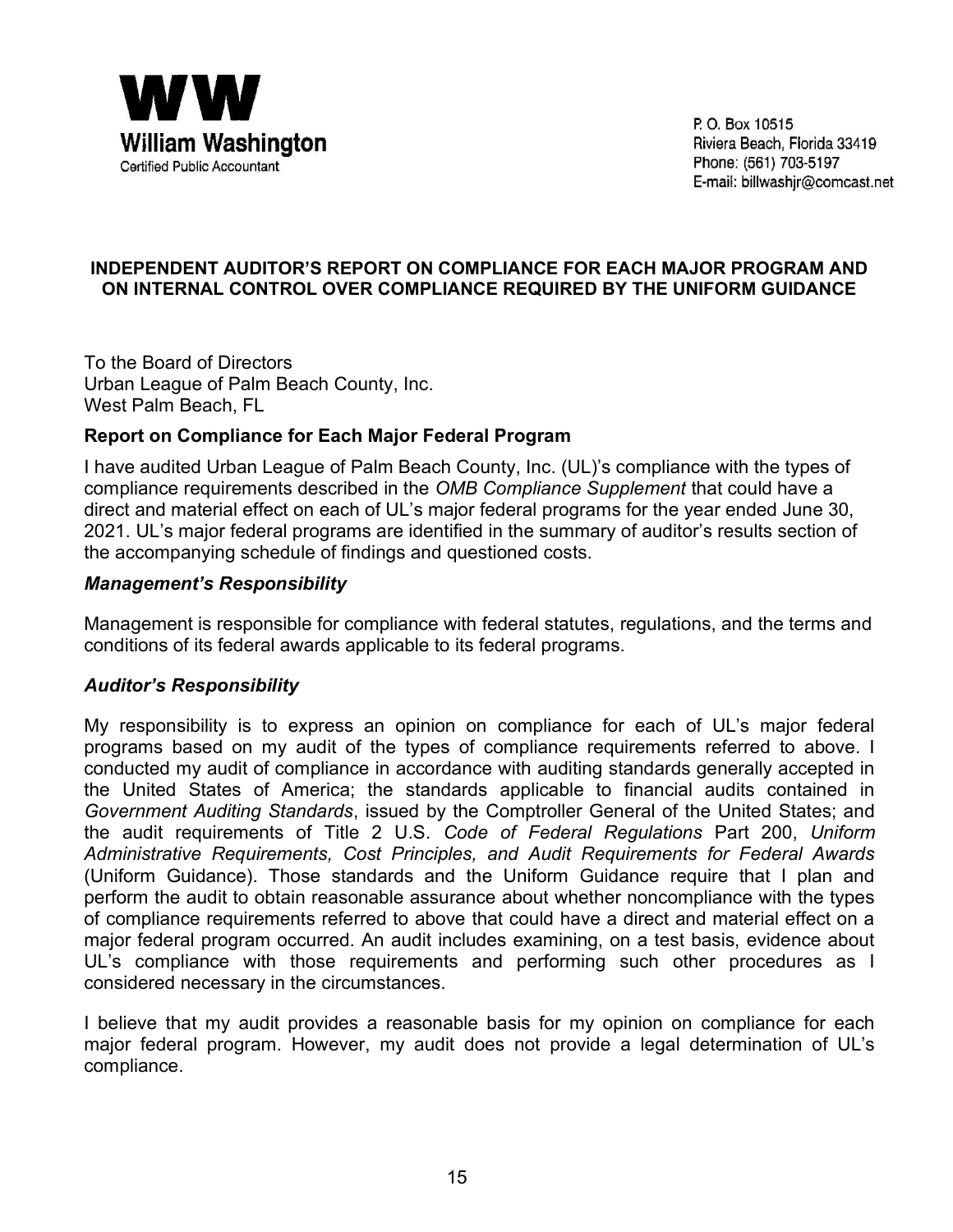**WW**
**William Washington**
Certified Public Accountant

P. O. Box 10515
Riviera Beach, Florida 33419
Phone: (561) 703-5197
E-mail: billwashjr@comcast.net

## INDEPENDENT AUDITOR'S REPORT ON COMPLIANCE FOR EACH MAJOR PROGRAM AND ON INTERNAL CONTROL OVER COMPLIANCE REQUIRED BY THE UNIFORM GUIDANCE

To the Board of Directors
Urban League of Palm Beach County, Inc.
West Palm Beach, FL

### Report on Compliance for Each Major Federal Program

I have audited Urban League of Palm Beach County, Inc. (UL)'s compliance with the types of compliance requirements described in the *OMB Compliance Supplement* that could have a direct and material effect on each of UL's major federal programs for the year ended June 30, 2021. UL's major federal programs are identified in the summary of auditor's results section of the accompanying schedule of findings and questioned costs.

### *Management's Responsibility*

Management is responsible for compliance with federal statutes, regulations, and the terms and conditions of its federal awards applicable to its federal programs.

### *Auditor's Responsibility*

My responsibility is to express an opinion on compliance for each of UL's major federal programs based on my audit of the types of compliance requirements referred to above. I conducted my audit of compliance in accordance with auditing standards generally accepted in the United States of America; the standards applicable to financial audits contained in *Government Auditing Standards*, issued by the Comptroller General of the United States; and the audit requirements of Title 2 U.S. *Code of Federal Regulations* Part 200, *Uniform Administrative Requirements, Cost Principles, and Audit Requirements for Federal Awards* (Uniform Guidance). Those standards and the Uniform Guidance require that I plan and perform the audit to obtain reasonable assurance about whether noncompliance with the types of compliance requirements referred to above that could have a direct and material effect on a major federal program occurred. An audit includes examining, on a test basis, evidence about UL's compliance with those requirements and performing such other procedures as I considered necessary in the circumstances.

I believe that my audit provides a reasonable basis for my opinion on compliance for each major federal program. However, my audit does not provide a legal determination of UL's compliance.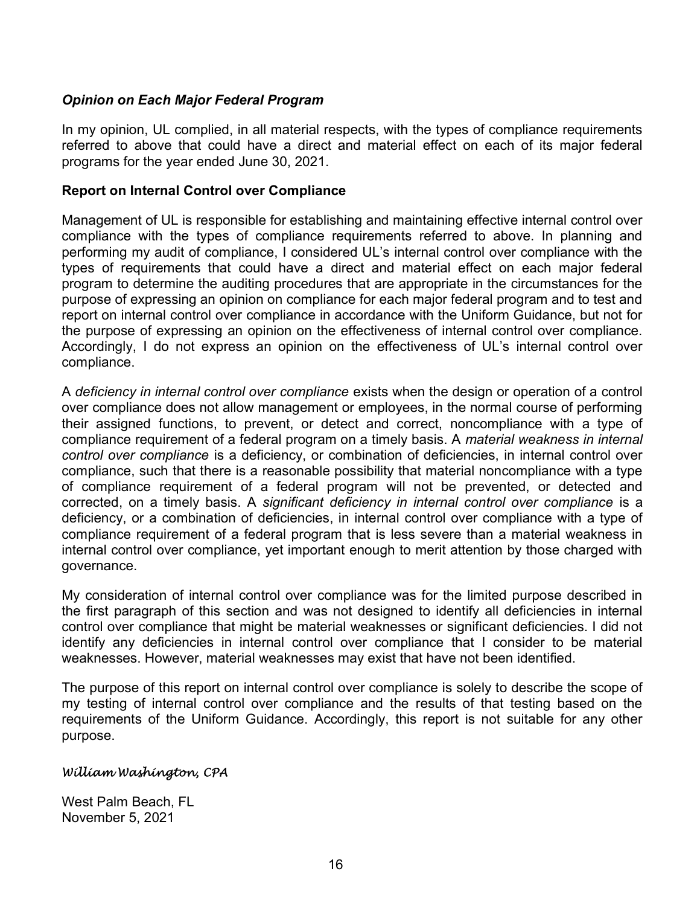### *Opinion on Each Major Federal Program*

In my opinion, UL complied, in all material respects, with the types of compliance requirements referred to above that could have a direct and material effect on each of its major federal programs for the year ended June 30, 2021.

### Report on Internal Control over Compliance

Management of UL is responsible for establishing and maintaining effective internal control over compliance with the types of compliance requirements referred to above. In planning and performing my audit of compliance, I considered UL's internal control over compliance with the types of requirements that could have a direct and material effect on each major federal program to determine the auditing procedures that are appropriate in the circumstances for the purpose of expressing an opinion on compliance for each major federal program and to test and report on internal control over compliance in accordance with the Uniform Guidance, but not for the purpose of expressing an opinion on the effectiveness of internal control over compliance. Accordingly, I do not express an opinion on the effectiveness of UL's internal control over compliance.

A *deficiency in internal control over compliance* exists when the design or operation of a control over compliance does not allow management or employees, in the normal course of performing their assigned functions, to prevent, or detect and correct, noncompliance with a type of compliance requirement of a federal program on a timely basis. A *material weakness in internal control over compliance* is a deficiency, or combination of deficiencies, in internal control over compliance, such that there is a reasonable possibility that material noncompliance with a type of compliance requirement of a federal program will not be prevented, or detected and corrected, on a timely basis. A *significant deficiency in internal control over compliance* is a deficiency, or a combination of deficiencies, in internal control over compliance with a type of compliance requirement of a federal program that is less severe than a material weakness in internal control over compliance, yet important enough to merit attention by those charged with governance.

My consideration of internal control over compliance was for the limited purpose described in the first paragraph of this section and was not designed to identify all deficiencies in internal control over compliance that might be material weaknesses or significant deficiencies. I did not identify any deficiencies in internal control over compliance that I consider to be material weaknesses. However, material weaknesses may exist that have not been identified.

The purpose of this report on internal control over compliance is solely to describe the scope of my testing of internal control over compliance and the results of that testing based on the requirements of the Uniform Guidance. Accordingly, this report is not suitable for any other purpose.

*William Washington, CPA*

West Palm Beach, FL
November 5, 2021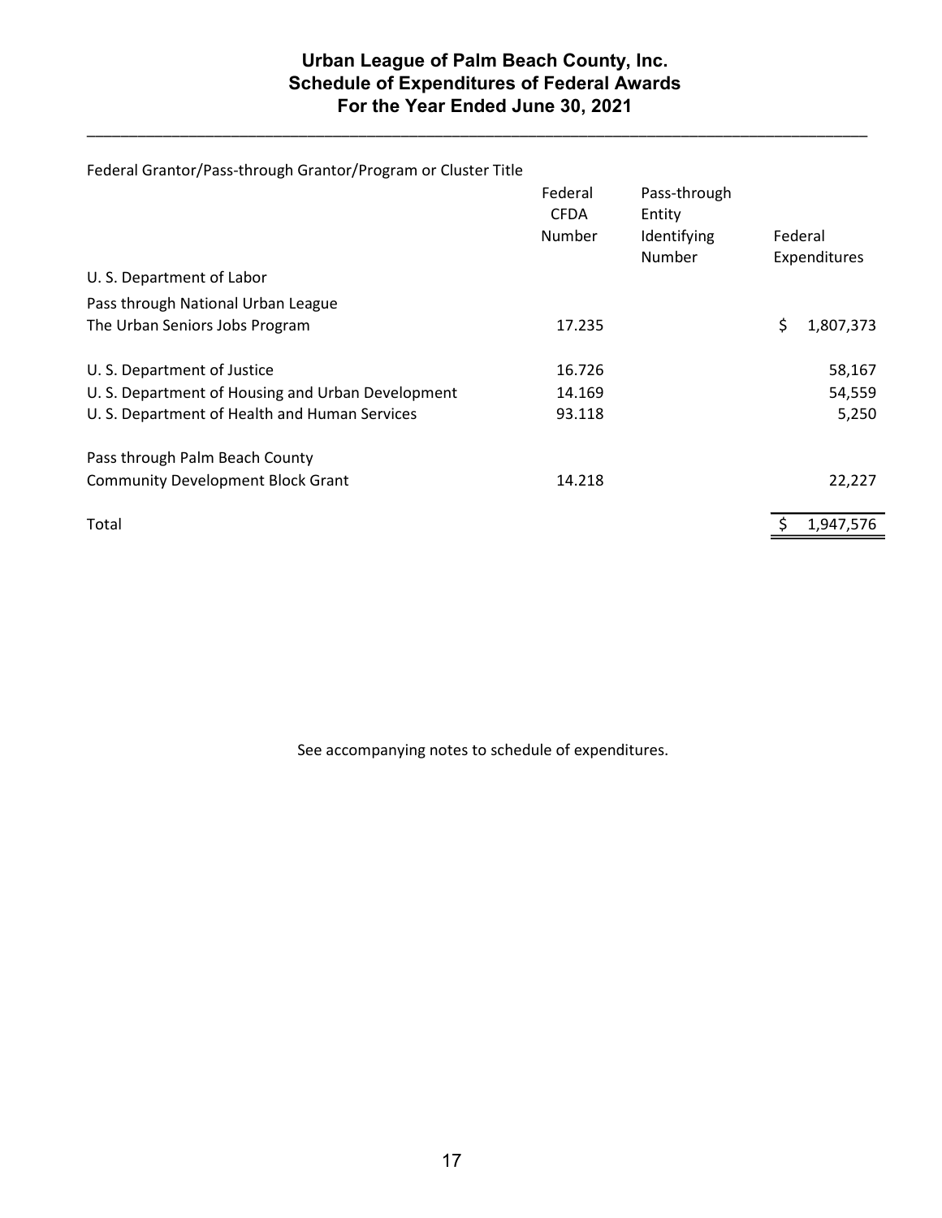# Urban League of Palm Beach County, Inc.
## Schedule of Expenditures of Federal Awards
## For the Year Ended June 30, 2021

| Federal Grantor/Pass-through Grantor/Program or Cluster Title | Federal CFDA Number | Pass-through Entity Identifying Number | Federal Expenditures |
|---|---|---|---|
| U. S. Department of Labor | | | |
| Pass through National Urban League | | | |
| The Urban Seniors Jobs Program | 17.235 | | $ 1,807,373 |
| U. S. Department of Justice | 16.726 | | 58,167 |
| U. S. Department of Housing and Urban Development | 14.169 | | 54,559 |
| U. S. Department of Health and Human Services | 93.118 | | 5,250 |
| Pass through Palm Beach County | | | |
| Community Development Block Grant | 14.218 | | 22,227 |
| Total | | | $ 1,947,576 |

See accompanying notes to schedule of expenditures.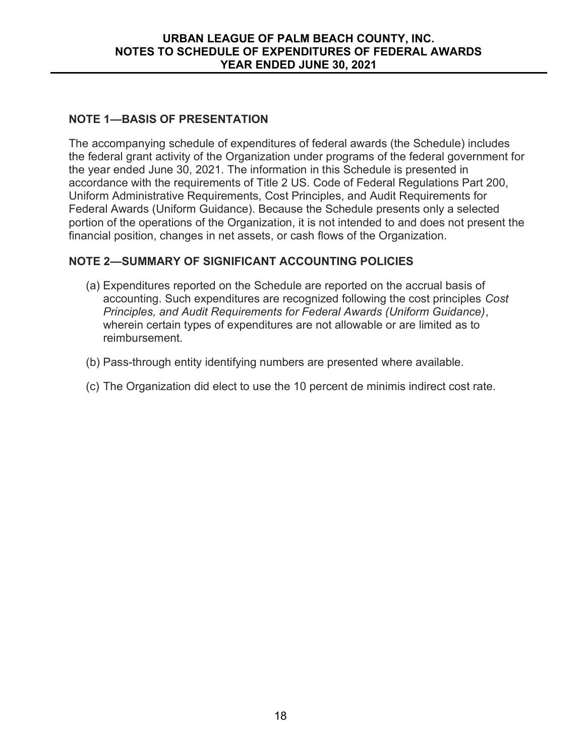# URBAN LEAGUE OF PALM BEACH COUNTY, INC.
# NOTES TO SCHEDULE OF EXPENDITURES OF FEDERAL AWARDS
# YEAR ENDED JUNE 30, 2021

## NOTE 1—BASIS OF PRESENTATION

The accompanying schedule of expenditures of federal awards (the Schedule) includes the federal grant activity of the Organization under programs of the federal government for the year ended June 30, 2021. The information in this Schedule is presented in accordance with the requirements of Title 2 US. Code of Federal Regulations Part 200, Uniform Administrative Requirements, Cost Principles, and Audit Requirements for Federal Awards (Uniform Guidance). Because the Schedule presents only a selected portion of the operations of the Organization, it is not intended to and does not present the financial position, changes in net assets, or cash flows of the Organization.

## NOTE 2—SUMMARY OF SIGNIFICANT ACCOUNTING POLICIES

(a) Expenditures reported on the Schedule are reported on the accrual basis of accounting. Such expenditures are recognized following the cost principles *Cost Principles, and Audit Requirements for Federal Awards (Uniform Guidance)*, wherein certain types of expenditures are not allowable or are limited as to reimbursement.

(b) Pass-through entity identifying numbers are presented where available.

(c) The Organization did elect to use the 10 percent de minimis indirect cost rate.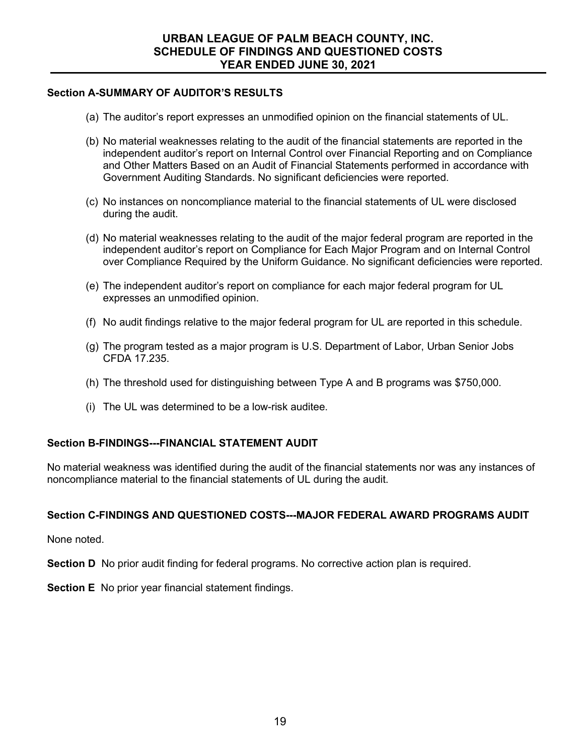# URBAN LEAGUE OF PALM BEACH COUNTY, INC.
# SCHEDULE OF FINDINGS AND QUESTIONED COSTS
# YEAR ENDED JUNE 30, 2021

## Section A-SUMMARY OF AUDITOR'S RESULTS

(a) The auditor's report expresses an unmodified opinion on the financial statements of UL.

(b) No material weaknesses relating to the audit of the financial statements are reported in the independent auditor's report on Internal Control over Financial Reporting and on Compliance and Other Matters Based on an Audit of Financial Statements performed in accordance with Government Auditing Standards. No significant deficiencies were reported.

(c) No instances on noncompliance material to the financial statements of UL were disclosed during the audit.

(d) No material weaknesses relating to the audit of the major federal program are reported in the independent auditor's report on Compliance for Each Major Program and on Internal Control over Compliance Required by the Uniform Guidance. No significant deficiencies were reported.

(e) The independent auditor's report on compliance for each major federal program for UL expresses an unmodified opinion.

(f) No audit findings relative to the major federal program for UL are reported in this schedule.

(g) The program tested as a major program is U.S. Department of Labor, Urban Senior Jobs CFDA 17.235.

(h) The threshold used for distinguishing between Type A and B programs was $750,000.

(i) The UL was determined to be a low-risk auditee.

## Section B-FINDINGS---FINANCIAL STATEMENT AUDIT

No material weakness was identified during the audit of the financial statements nor was any instances of noncompliance material to the financial statements of UL during the audit.

## Section C-FINDINGS AND QUESTIONED COSTS---MAJOR FEDERAL AWARD PROGRAMS AUDIT

None noted.

**Section D** No prior audit finding for federal programs. No corrective action plan is required.

**Section E** No prior year financial statement findings.